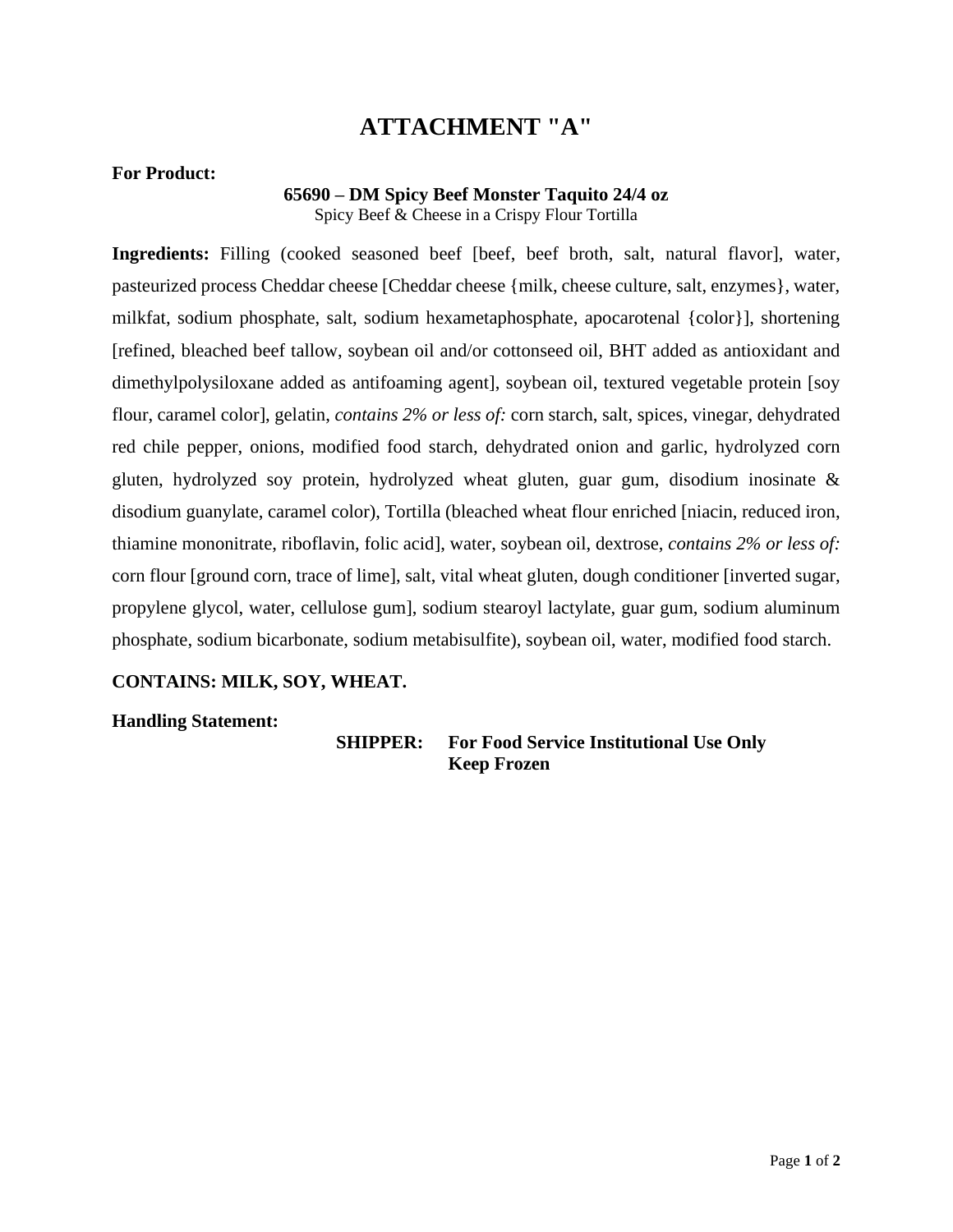# ATTACHMENT "A"

**For Product:**

**65690 – DM Spicy Beef Monster Taquito 24/4 oz**
Spicy Beef & Cheese in a Crispy Flour Tortilla

**Ingredients:** Filling (cooked seasoned beef [beef, beef broth, salt, natural flavor], water, pasteurized process Cheddar cheese [Cheddar cheese {milk, cheese culture, salt, enzymes}, water, milkfat, sodium phosphate, salt, sodium hexametaphosphate, apocarotenal {color}], shortening [refined, bleached beef tallow, soybean oil and/or cottonseed oil, BHT added as antioxidant and dimethylpolysiloxane added as antifoaming agent], soybean oil, textured vegetable protein [soy flour, caramel color], gelatin, *contains 2% or less of:* corn starch, salt, spices, vinegar, dehydrated red chile pepper, onions, modified food starch, dehydrated onion and garlic, hydrolyzed corn gluten, hydrolyzed soy protein, hydrolyzed wheat gluten, guar gum, disodium inosinate & disodium guanylate, caramel color), Tortilla (bleached wheat flour enriched [niacin, reduced iron, thiamine mononitrate, riboflavin, folic acid], water, soybean oil, dextrose, *contains 2% or less of:* corn flour [ground corn, trace of lime], salt, vital wheat gluten, dough conditioner [inverted sugar, propylene glycol, water, cellulose gum], sodium stearoyl lactylate, guar gum, sodium aluminum phosphate, sodium bicarbonate, sodium metabisulfite), soybean oil, water, modified food starch.

**CONTAINS: MILK, SOY, WHEAT.**

**Handling Statement:**

**SHIPPER: For Food Service Institutional Use Only**
**Keep Frozen**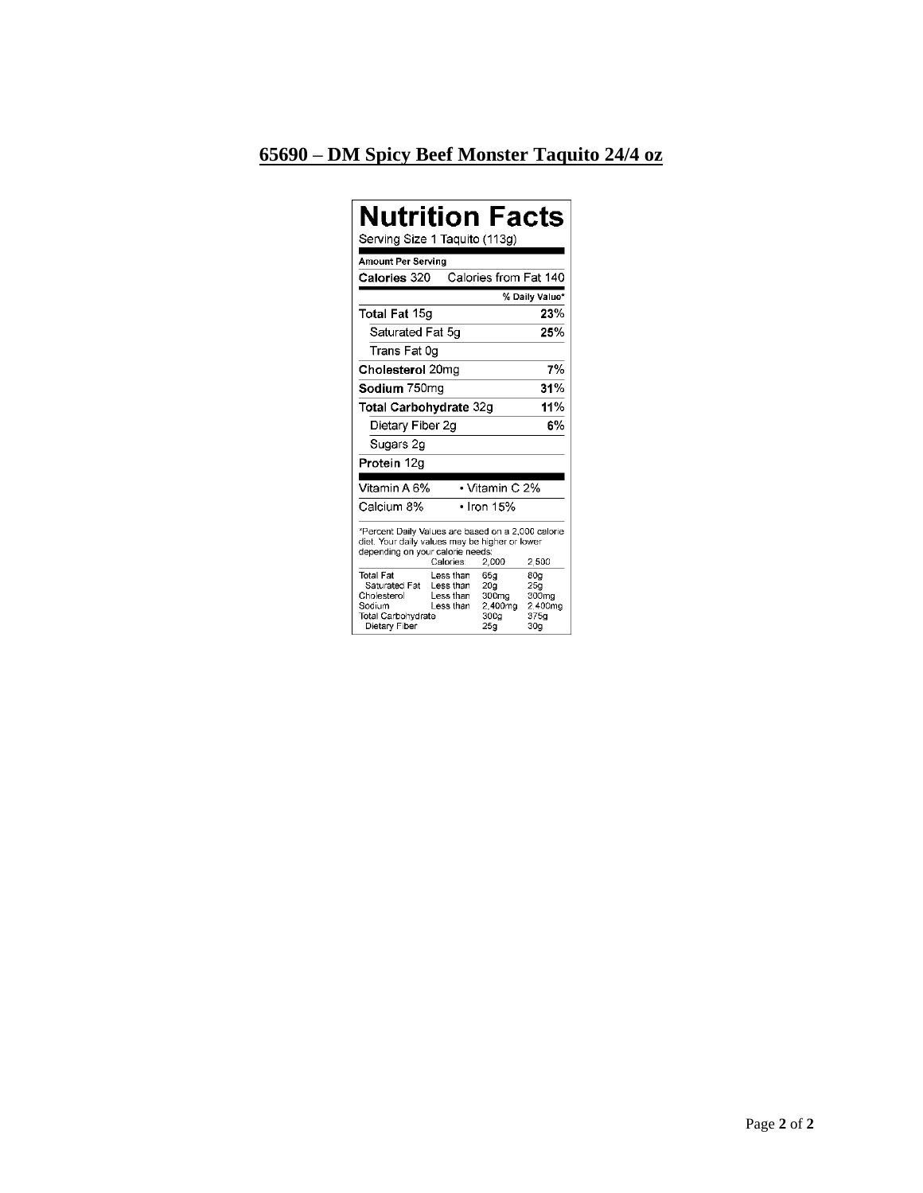## 65690 – DM Spicy Beef Monster Taquito 24/4 oz

# Nutrition Facts

Serving Size 1 Taquito (113g)

**Amount Per Serving**

**Calories** 320 Calories from Fat 140

| | % Daily Value* |
|---|---|
| **Total Fat** 15g | **23%** |
| Saturated Fat 5g | **25%** |
| Trans Fat 0g | |
| **Cholesterol** 20mg | **7%** |
| **Sodium** 750mg | **31%** |
| **Total Carbohydrate** 32g | **11%** |
| Dietary Fiber 2g | **6%** |
| Sugars 2g | |
| **Protein** 12g | |

| | |
|---|---|
| Vitamin A 6% | • Vitamin C 2% |
| Calcium 8% | • Iron 15% |

*Percent Daily Values are based on a 2,000 calorie diet. Your daily values may be higher or lower depending on your calorie needs:

| | Calories: | 2,000 | 2,500 |
|---|---|---|---|
| Total Fat | Less than | 65g | 80g |
| Saturated Fat | Less than | 20g | 25g |
| Cholesterol | Less than | 300mg | 300mg |
| Sodium | Less than | 2,400mg | 2,400mg |
| Total Carbohydrate | | 300g | 375g |
| Dietary Fiber | | 25g | 30g |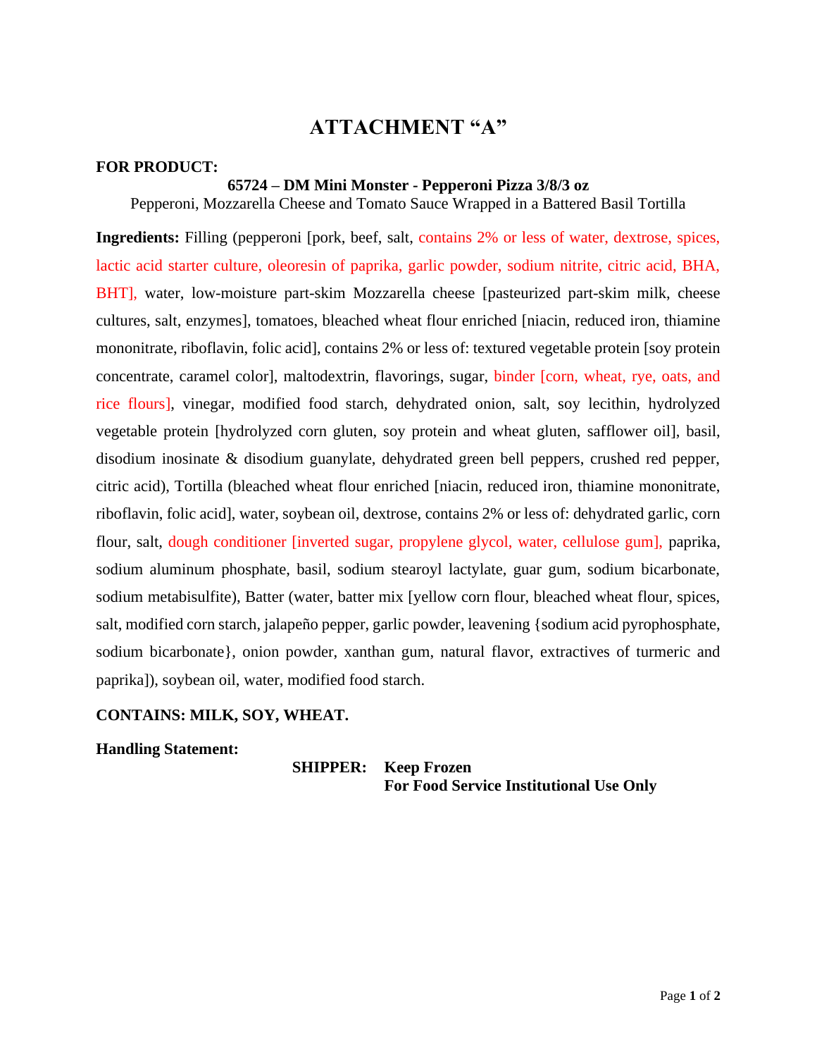# ATTACHMENT "A"

**FOR PRODUCT:**

**65724 – DM Mini Monster - Pepperoni Pizza 3/8/3 oz**

Pepperoni, Mozzarella Cheese and Tomato Sauce Wrapped in a Battered Basil Tortilla

**Ingredients:** Filling (pepperoni [pork, beef, salt, contains 2% or less of water, dextrose, spices, lactic acid starter culture, oleoresin of paprika, garlic powder, sodium nitrite, citric acid, BHA, BHT], water, low-moisture part-skim Mozzarella cheese [pasteurized part-skim milk, cheese cultures, salt, enzymes], tomatoes, bleached wheat flour enriched [niacin, reduced iron, thiamine mononitrate, riboflavin, folic acid], contains 2% or less of: textured vegetable protein [soy protein concentrate, caramel color], maltodextrin, flavorings, sugar, binder [corn, wheat, rye, oats, and rice flours], vinegar, modified food starch, dehydrated onion, salt, soy lecithin, hydrolyzed vegetable protein [hydrolyzed corn gluten, soy protein and wheat gluten, safflower oil], basil, disodium inosinate & disodium guanylate, dehydrated green bell peppers, crushed red pepper, citric acid), Tortilla (bleached wheat flour enriched [niacin, reduced iron, thiamine mononitrate, riboflavin, folic acid], water, soybean oil, dextrose, contains 2% or less of: dehydrated garlic, corn flour, salt, dough conditioner [inverted sugar, propylene glycol, water, cellulose gum], paprika, sodium aluminum phosphate, basil, sodium stearoyl lactylate, guar gum, sodium bicarbonate, sodium metabisulfite), Batter (water, batter mix [yellow corn flour, bleached wheat flour, spices, salt, modified corn starch, jalapeño pepper, garlic powder, leavening {sodium acid pyrophosphate, sodium bicarbonate}, onion powder, xanthan gum, natural flavor, extractives of turmeric and paprika]), soybean oil, water, modified food starch.

**CONTAINS: MILK, SOY, WHEAT.**

**Handling Statement:**

**SHIPPER: Keep Frozen**
**For Food Service Institutional Use Only**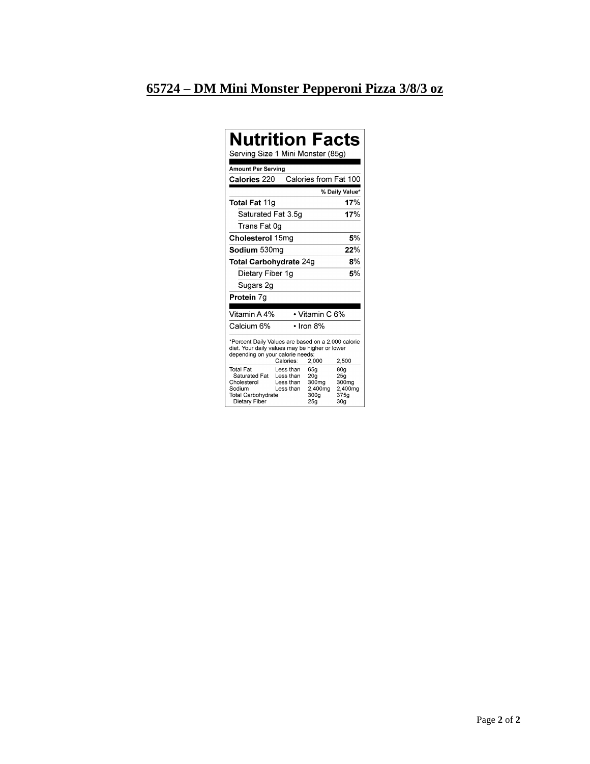# 65724 – DM Mini Monster Pepperoni Pizza 3/8/3 oz

## Nutrition Facts

Serving Size 1 Mini Monster (85g)

**Amount Per Serving**

| | |
|---|---|
| **Calories** 220 | Calories from Fat 100 |
| | **% Daily Value*** |
| **Total Fat** 11g | **17**% |
| Saturated Fat 3.5g | **17**% |
| Trans Fat 0g | |
| **Cholesterol** 15mg | **5**% |
| **Sodium** 530mg | **22**% |
| **Total Carbohydrate** 24g | **8**% |
| Dietary Fiber 1g | **5**% |
| Sugars 2g | |
| **Protein** 7g | |

| | |
|---|---|
| Vitamin A 4% | • Vitamin C 6% |
| Calcium 6% | • Iron 8% |

*Percent Daily Values are based on a 2,000 calorie diet. Your daily values may be higher or lower depending on your calorie needs:

| | Calories: | 2,000 | 2,500 |
|---|---|---|---|
| Total Fat | Less than | 65g | 80g |
| Saturated Fat | Less than | 20g | 25g |
| Cholesterol | Less than | 300mg | 300mg |
| Sodium | Less than | 2,400mg | 2,400mg |
| Total Carbohydrate | | 300g | 375g |
| Dietary Fiber | | 25g | 30g |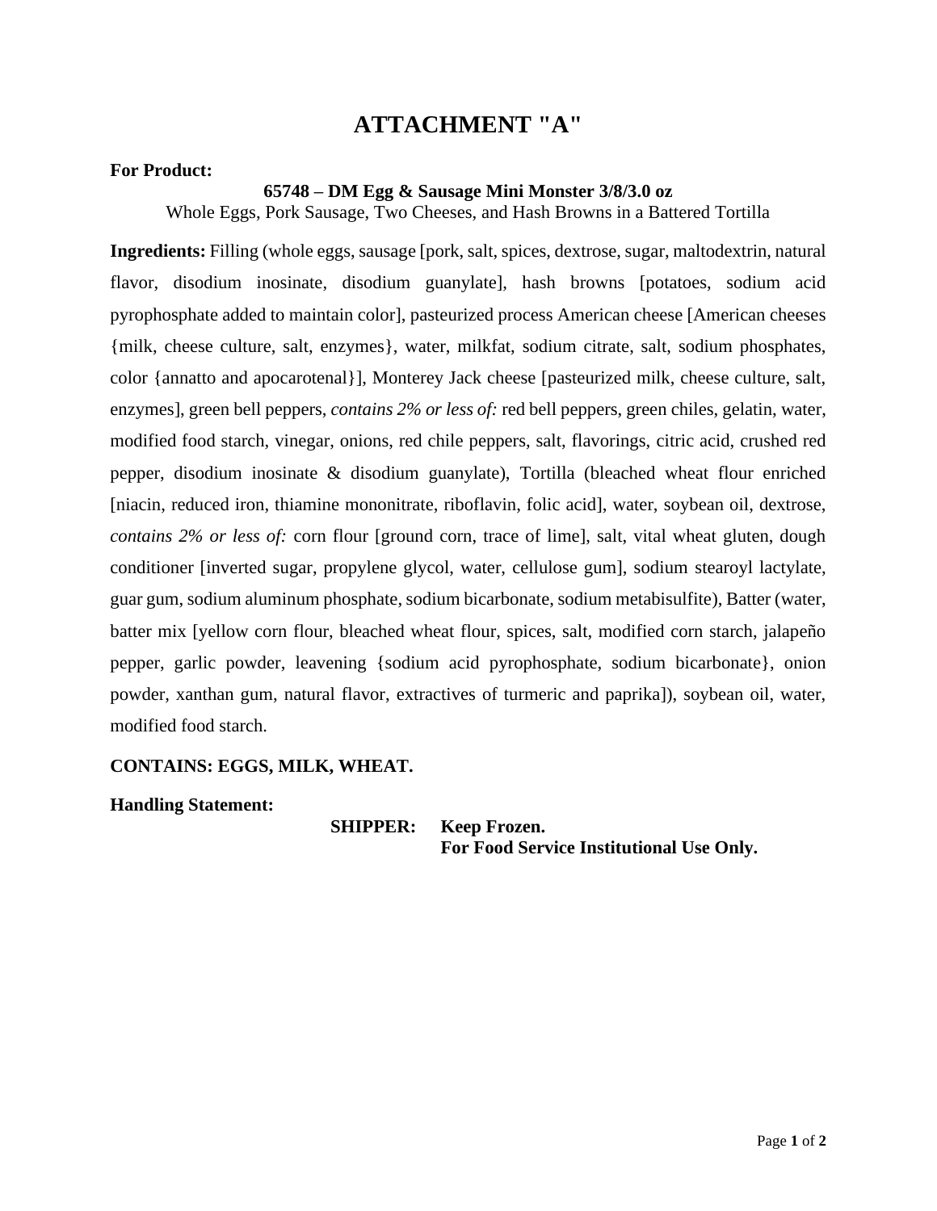# ATTACHMENT "A"

**For Product:**

**65748 – DM Egg & Sausage Mini Monster 3/8/3.0 oz**

Whole Eggs, Pork Sausage, Two Cheeses, and Hash Browns in a Battered Tortilla

**Ingredients:** Filling (whole eggs, sausage [pork, salt, spices, dextrose, sugar, maltodextrin, natural flavor, disodium inosinate, disodium guanylate], hash browns [potatoes, sodium acid pyrophosphate added to maintain color], pasteurized process American cheese [American cheeses {milk, cheese culture, salt, enzymes}, water, milkfat, sodium citrate, salt, sodium phosphates, color {annatto and apocarotenal}], Monterey Jack cheese [pasteurized milk, cheese culture, salt, enzymes], green bell peppers, *contains 2% or less of:* red bell peppers, green chiles, gelatin, water, modified food starch, vinegar, onions, red chile peppers, salt, flavorings, citric acid, crushed red pepper, disodium inosinate & disodium guanylate), Tortilla (bleached wheat flour enriched [niacin, reduced iron, thiamine mononitrate, riboflavin, folic acid], water, soybean oil, dextrose, *contains 2% or less of:* corn flour [ground corn, trace of lime], salt, vital wheat gluten, dough conditioner [inverted sugar, propylene glycol, water, cellulose gum], sodium stearoyl lactylate, guar gum, sodium aluminum phosphate, sodium bicarbonate, sodium metabisulfite), Batter (water, batter mix [yellow corn flour, bleached wheat flour, spices, salt, modified corn starch, jalapeño pepper, garlic powder, leavening {sodium acid pyrophosphate, sodium bicarbonate}, onion powder, xanthan gum, natural flavor, extractives of turmeric and paprika]), soybean oil, water, modified food starch.

**CONTAINS: EGGS, MILK, WHEAT.**

**Handling Statement:**

**SHIPPER:** **Keep Frozen.**
**For Food Service Institutional Use Only.**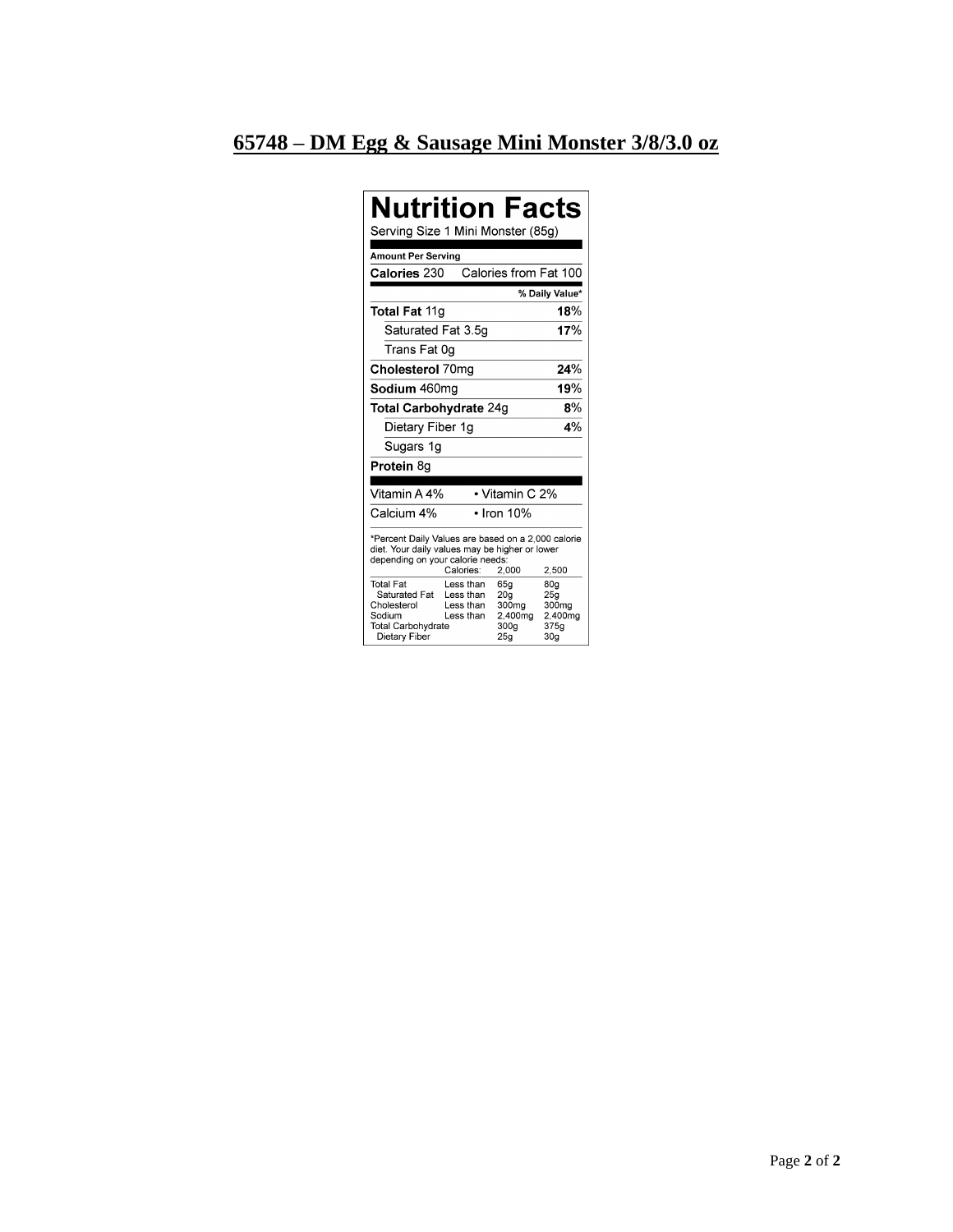# 65748 – DM Egg & Sausage Mini Monster 3/8/3.0 oz

## Nutrition Facts

Serving Size 1 Mini Monster (85g)

**Amount Per Serving**

**Calories** 230 Calories from Fat 100

| | % Daily Value* |
|---|---|
| **Total Fat** 11g | **18**% |
| Saturated Fat 3.5g | **17**% |
| Trans Fat 0g | |
| **Cholesterol** 70mg | **24**% |
| **Sodium** 460mg | **19**% |
| **Total Carbohydrate** 24g | **8**% |
| Dietary Fiber 1g | **4**% |
| Sugars 1g | |
| **Protein** 8g | |

| | |
|---|---|
| Vitamin A 4% | • Vitamin C 2% |
| Calcium 4% | • Iron 10% |

*Percent Daily Values are based on a 2,000 calorie diet. Your daily values may be higher or lower depending on your calorie needs:

| | Calories: | 2,000 | 2,500 |
|---|---|---|---|
| Total Fat | Less than | 65g | 80g |
| Saturated Fat | Less than | 20g | 25g |
| Cholesterol | Less than | 300mg | 300mg |
| Sodium | Less than | 2,400mg | 2,400mg |
| Total Carbohydrate | | 300g | 375g |
| Dietary Fiber | | 25g | 30g |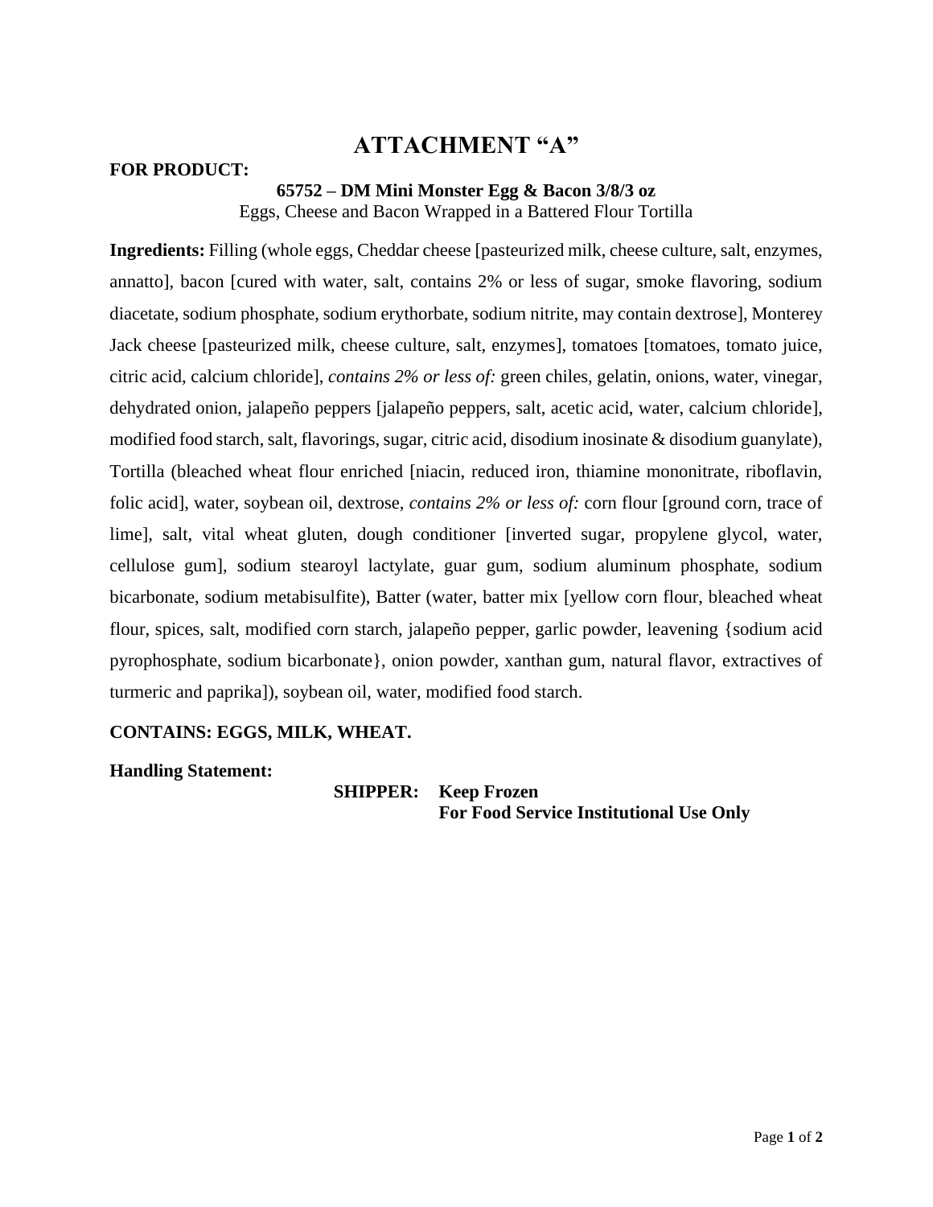# ATTACHMENT "A"

**FOR PRODUCT:**

**65752 – DM Mini Monster Egg & Bacon 3/8/3 oz**

Eggs, Cheese and Bacon Wrapped in a Battered Flour Tortilla

**Ingredients:** Filling (whole eggs, Cheddar cheese [pasteurized milk, cheese culture, salt, enzymes, annatto], bacon [cured with water, salt, contains 2% or less of sugar, smoke flavoring, sodium diacetate, sodium phosphate, sodium erythorbate, sodium nitrite, may contain dextrose], Monterey Jack cheese [pasteurized milk, cheese culture, salt, enzymes], tomatoes [tomatoes, tomato juice, citric acid, calcium chloride], *contains 2% or less of:* green chiles, gelatin, onions, water, vinegar, dehydrated onion, jalapeño peppers [jalapeño peppers, salt, acetic acid, water, calcium chloride], modified food starch, salt, flavorings, sugar, citric acid, disodium inosinate & disodium guanylate), Tortilla (bleached wheat flour enriched [niacin, reduced iron, thiamine mononitrate, riboflavin, folic acid], water, soybean oil, dextrose, *contains 2% or less of:* corn flour [ground corn, trace of lime], salt, vital wheat gluten, dough conditioner [inverted sugar, propylene glycol, water, cellulose gum], sodium stearoyl lactylate, guar gum, sodium aluminum phosphate, sodium bicarbonate, sodium metabisulfite), Batter (water, batter mix [yellow corn flour, bleached wheat flour, spices, salt, modified corn starch, jalapeño pepper, garlic powder, leavening {sodium acid pyrophosphate, sodium bicarbonate}, onion powder, xanthan gum, natural flavor, extractives of turmeric and paprika]), soybean oil, water, modified food starch.

**CONTAINS: EGGS, MILK, WHEAT.**

**Handling Statement:**

**SHIPPER: Keep Frozen**
**For Food Service Institutional Use Only**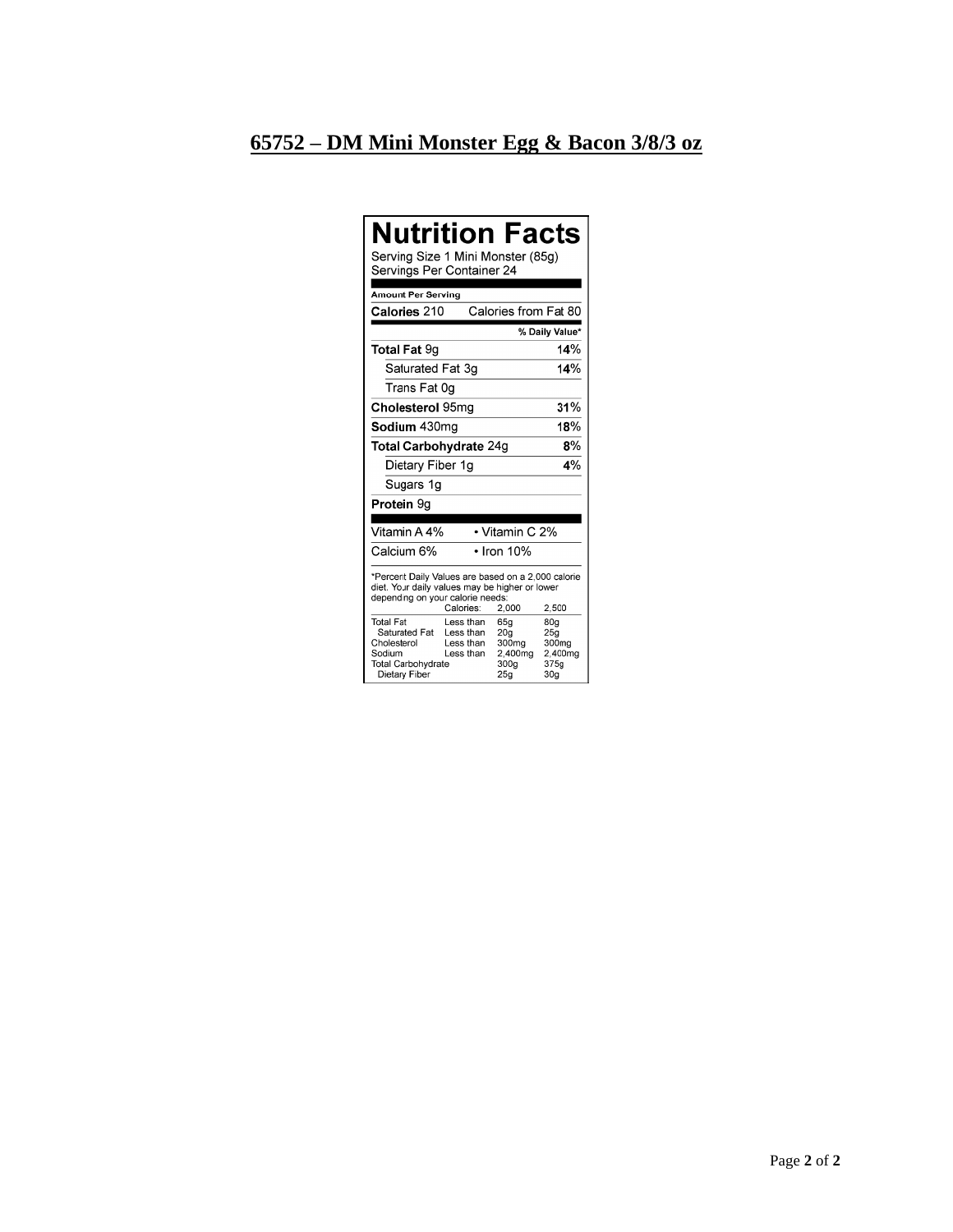# 65752 – DM Mini Monster Egg & Bacon 3/8/3 oz

## Nutrition Facts

Serving Size 1 Mini Monster (85g)
Servings Per Container 24

**Amount Per Serving**

| **Calories** 210 | Calories from Fat 80 |
|---|---|
| | **% Daily Value*** |
| **Total Fat** 9g | **14%** |
| Saturated Fat 3g | **14%** |
| Trans Fat 0g | |
| **Cholesterol** 95mg | **31%** |
| **Sodium** 430mg | **18%** |
| **Total Carbohydrate** 24g | **8%** |
| Dietary Fiber 1g | **4%** |
| Sugars 1g | |
| **Protein** 9g | |

| Vitamin A 4% | • Vitamin C 2% |
|---|---|
| Calcium 6% | • Iron 10% |

*Percent Daily Values are based on a 2,000 calorie diet. Your daily values may be higher or lower depending on your calorie needs:

| | Calories: | 2,000 | 2,500 |
|---|---|---|---|
| Total Fat | Less than | 65g | 80g |
| Saturated Fat | Less than | 20g | 25g |
| Cholesterol | Less than | 300mg | 300mg |
| Sodium | Less than | 2,400mg | 2,400mg |
| Total Carbohydrate | | 300g | 375g |
| Dietary Fiber | | 25g | 30g |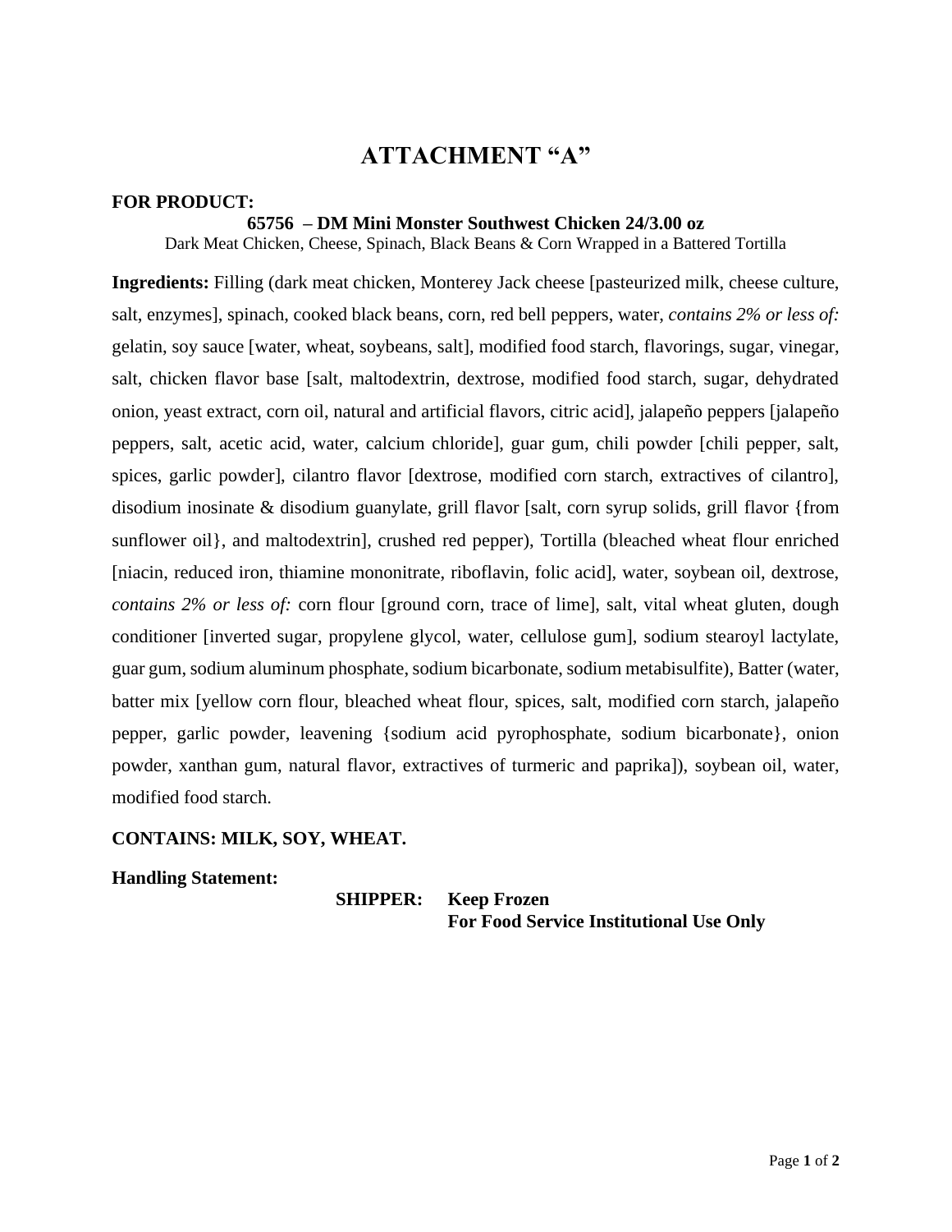# ATTACHMENT "A"

**FOR PRODUCT:**

**65756 – DM Mini Monster Southwest Chicken 24/3.00 oz**

Dark Meat Chicken, Cheese, Spinach, Black Beans & Corn Wrapped in a Battered Tortilla

**Ingredients:** Filling (dark meat chicken, Monterey Jack cheese [pasteurized milk, cheese culture, salt, enzymes], spinach, cooked black beans, corn, red bell peppers, water, *contains 2% or less of:* gelatin, soy sauce [water, wheat, soybeans, salt], modified food starch, flavorings, sugar, vinegar, salt, chicken flavor base [salt, maltodextrin, dextrose, modified food starch, sugar, dehydrated onion, yeast extract, corn oil, natural and artificial flavors, citric acid], jalapeño peppers [jalapeño peppers, salt, acetic acid, water, calcium chloride], guar gum, chili powder [chili pepper, salt, spices, garlic powder], cilantro flavor [dextrose, modified corn starch, extractives of cilantro], disodium inosinate & disodium guanylate, grill flavor [salt, corn syrup solids, grill flavor {from sunflower oil}, and maltodextrin], crushed red pepper), Tortilla (bleached wheat flour enriched [niacin, reduced iron, thiamine mononitrate, riboflavin, folic acid], water, soybean oil, dextrose, *contains 2% or less of:* corn flour [ground corn, trace of lime], salt, vital wheat gluten, dough conditioner [inverted sugar, propylene glycol, water, cellulose gum], sodium stearoyl lactylate, guar gum, sodium aluminum phosphate, sodium bicarbonate, sodium metabisulfite), Batter (water, batter mix [yellow corn flour, bleached wheat flour, spices, salt, modified corn starch, jalapeño pepper, garlic powder, leavening {sodium acid pyrophosphate, sodium bicarbonate}, onion powder, xanthan gum, natural flavor, extractives of turmeric and paprika]), soybean oil, water, modified food starch.

**CONTAINS: MILK, SOY, WHEAT.**

**Handling Statement:**

**SHIPPER: Keep Frozen**
**For Food Service Institutional Use Only**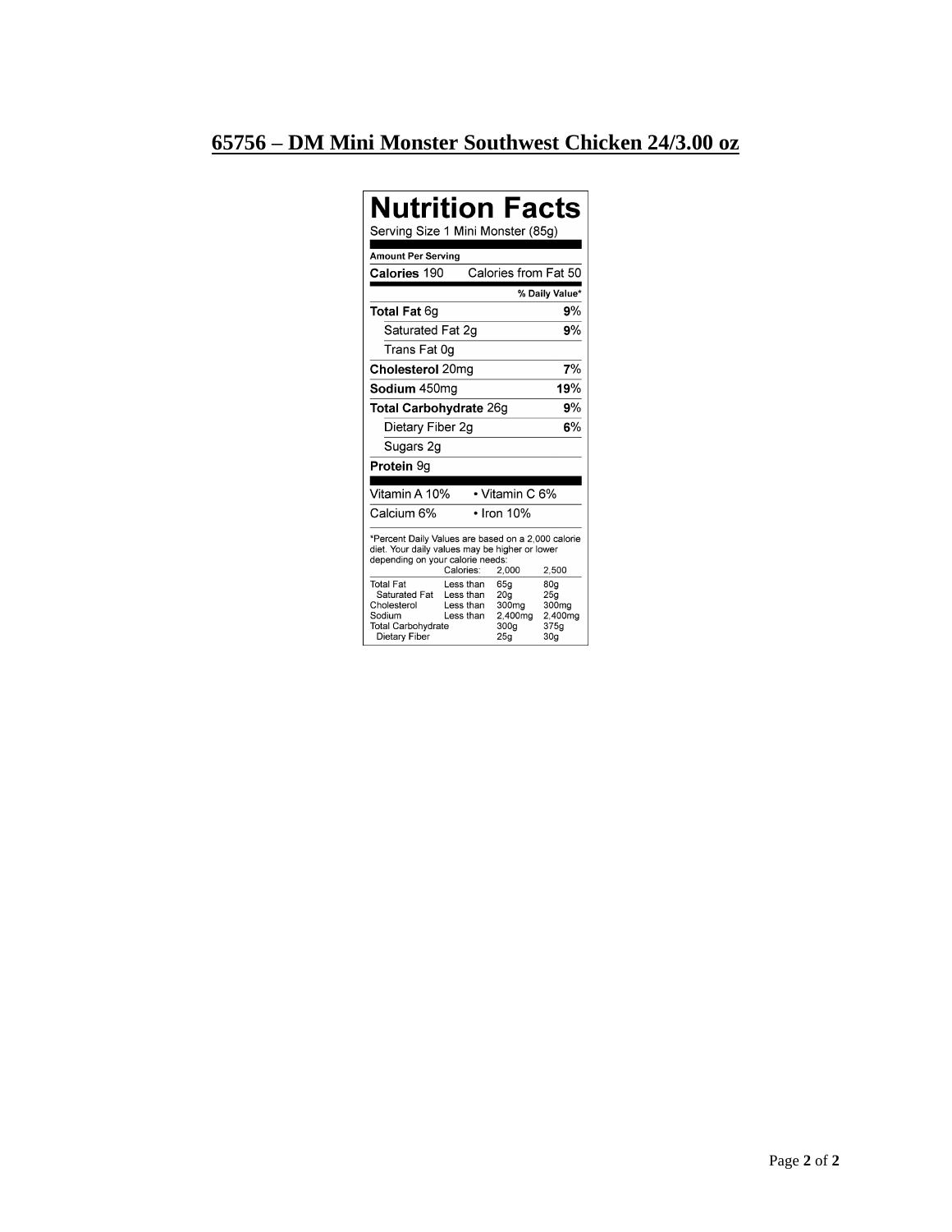## 65756 – DM Mini Monster Southwest Chicken 24/3.00 oz

# Nutrition Facts

Serving Size 1 Mini Monster (85g)

**Amount Per Serving**

**Calories** 190 Calories from Fat 50

| | % Daily Value* |
|---|---|
| **Total Fat** 6g | **9**% |
| Saturated Fat 2g | **9**% |
| Trans Fat 0g | |
| **Cholesterol** 20mg | **7**% |
| **Sodium** 450mg | **19**% |
| **Total Carbohydrate** 26g | **9**% |
| Dietary Fiber 2g | **6**% |
| Sugars 2g | |
| **Protein** 9g | |

| | |
|---|---|
| Vitamin A 10% | • Vitamin C 6% |
| Calcium 6% | • Iron 10% |

*Percent Daily Values are based on a 2,000 calorie diet. Your daily values may be higher or lower depending on your calorie needs:

| | Calories: | 2,000 | 2,500 |
|---|---|---|---|
| Total Fat | Less than | 65g | 80g |
| Saturated Fat | Less than | 20g | 25g |
| Cholesterol | Less than | 300mg | 300mg |
| Sodium | Less than | 2,400mg | 2,400mg |
| Total Carbohydrate | | 300g | 375g |
| Dietary Fiber | | 25g | 30g |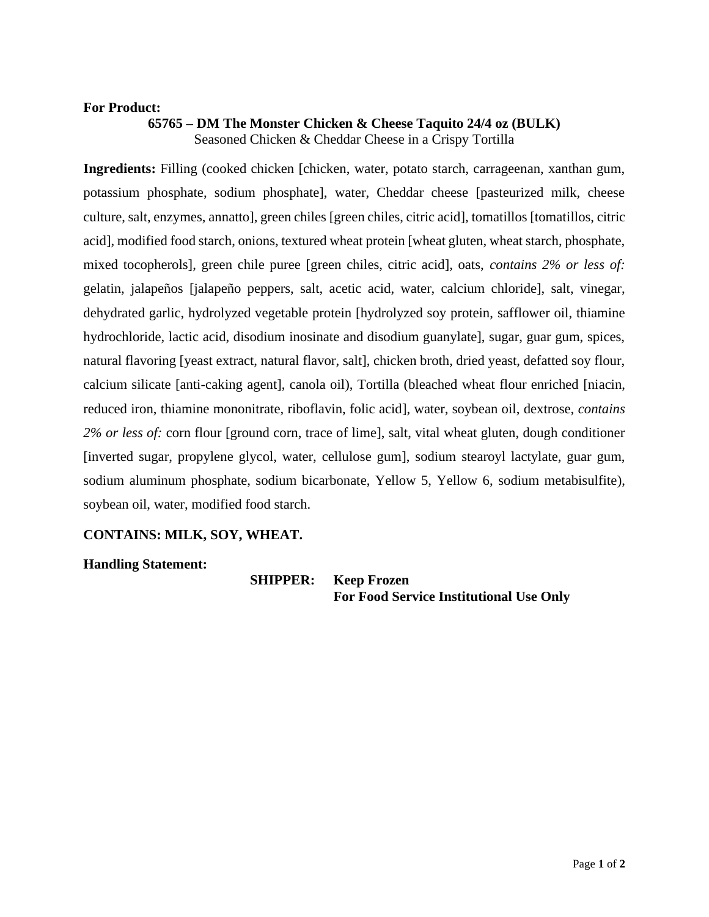**For Product:**

**65765 – DM The Monster Chicken & Cheese Taquito 24/4 oz (BULK)**
Seasoned Chicken & Cheddar Cheese in a Crispy Tortilla

**Ingredients:** Filling (cooked chicken [chicken, water, potato starch, carrageenan, xanthan gum, potassium phosphate, sodium phosphate], water, Cheddar cheese [pasteurized milk, cheese culture, salt, enzymes, annatto], green chiles [green chiles, citric acid], tomatillos [tomatillos, citric acid], modified food starch, onions, textured wheat protein [wheat gluten, wheat starch, phosphate, mixed tocopherols], green chile puree [green chiles, citric acid], oats, *contains 2% or less of:* gelatin, jalapeños [jalapeño peppers, salt, acetic acid, water, calcium chloride], salt, vinegar, dehydrated garlic, hydrolyzed vegetable protein [hydrolyzed soy protein, safflower oil, thiamine hydrochloride, lactic acid, disodium inosinate and disodium guanylate], sugar, guar gum, spices, natural flavoring [yeast extract, natural flavor, salt], chicken broth, dried yeast, defatted soy flour, calcium silicate [anti-caking agent], canola oil), Tortilla (bleached wheat flour enriched [niacin, reduced iron, thiamine mononitrate, riboflavin, folic acid], water, soybean oil, dextrose, *contains 2% or less of:* corn flour [ground corn, trace of lime], salt, vital wheat gluten, dough conditioner [inverted sugar, propylene glycol, water, cellulose gum], sodium stearoyl lactylate, guar gum, sodium aluminum phosphate, sodium bicarbonate, Yellow 5, Yellow 6, sodium metabisulfite), soybean oil, water, modified food starch.

**CONTAINS: MILK, SOY, WHEAT.**

**Handling Statement:**

**SHIPPER: Keep Frozen**
**For Food Service Institutional Use Only**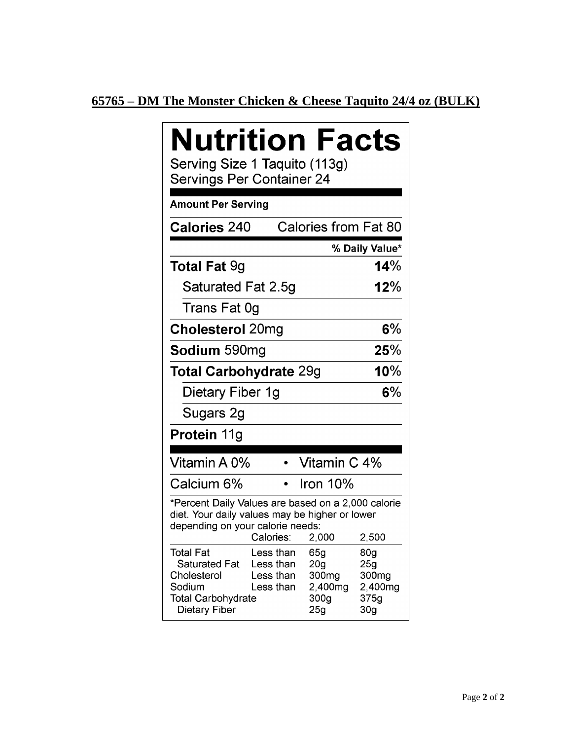**65765 – DM The Monster Chicken & Cheese Taquito 24/4 oz (BULK)**

# Nutrition Facts

Serving Size 1 Taquito (113g)
Servings Per Container 24

**Amount Per Serving**

| | |
|---|---|
| **Calories** 240 | Calories from Fat 80 |
| | **% Daily Value*** |
| **Total Fat** 9g | **14**% |
| Saturated Fat 2.5g | **12**% |
| Trans Fat 0g | |
| **Cholesterol** 20mg | **6**% |
| **Sodium** 590mg | **25**% |
| **Total Carbohydrate** 29g | **10**% |
| Dietary Fiber 1g | **6**% |
| Sugars 2g | |
| **Protein** 11g | |

| | |
|---|---|
| Vitamin A 0% | Vitamin C 4% |
| Calcium 6% | Iron 10% |

*Percent Daily Values are based on a 2,000 calorie diet. Your daily values may be higher or lower depending on your calorie needs:

| | Calories: | 2,000 | 2,500 |
|---|---|---|---|
| Total Fat | Less than | 65g | 80g |
| Saturated Fat | Less than | 20g | 25g |
| Cholesterol | Less than | 300mg | 300mg |
| Sodium | Less than | 2,400mg | 2,400mg |
| Total Carbohydrate | | 300g | 375g |
| Dietary Fiber | | 25g | 30g |